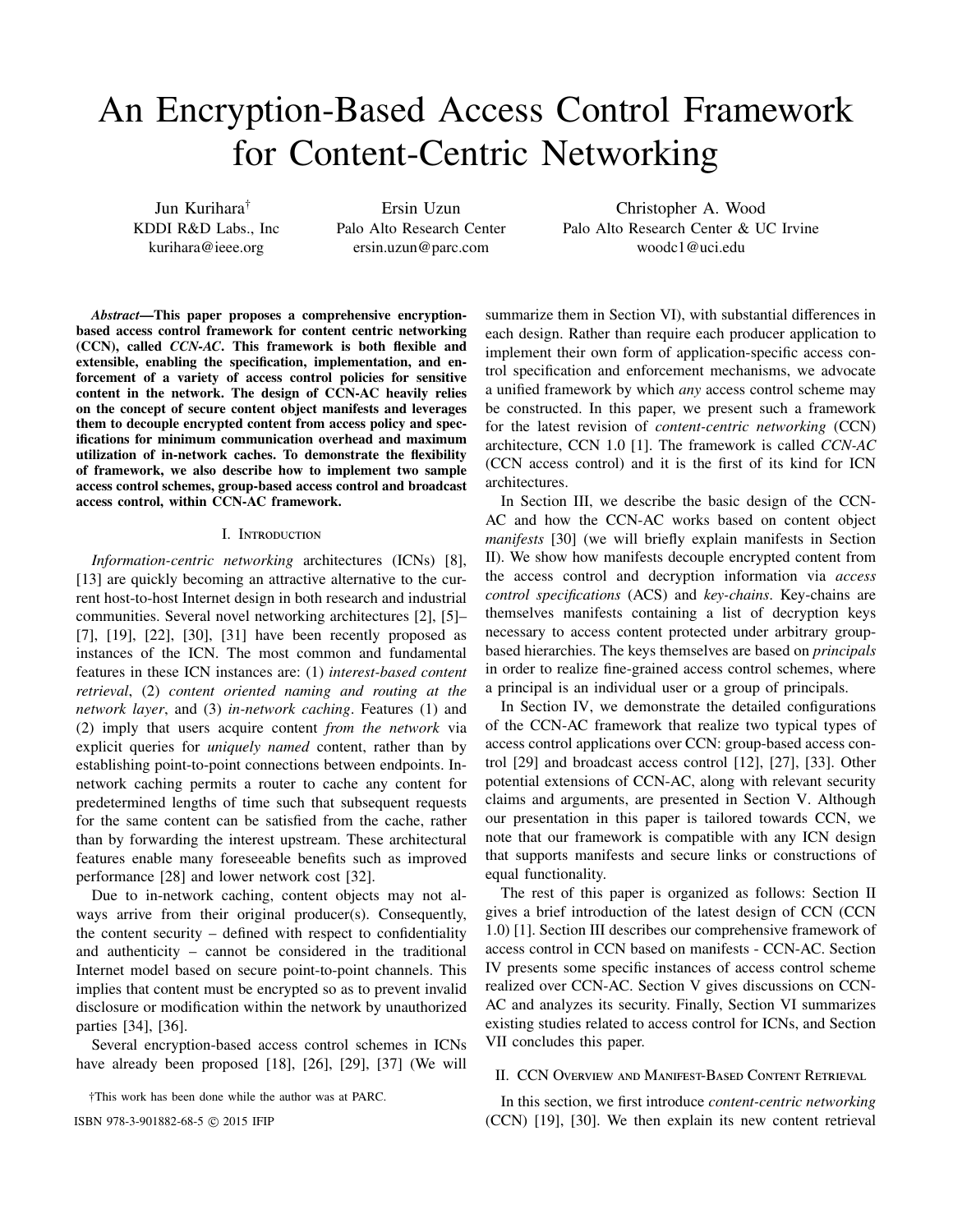# An Encryption-Based Access Control Framework for Content-Centric Networking

Jun Kurihara[†]
KDDI R&D Labs., Inc
kurihara@ieee.org

Ersin Uzun
Palo Alto Research Center
ersin.uzun@parc.com

Christopher A. Wood
Palo Alto Research Center & UC Irvine
woodc1@uci.edu

***Abstract*—This paper proposes a comprehensive encryption-based access control framework for content centric networking (CCN), called *CCN-AC*. This framework is both flexible and extensible, enabling the specification, implementation, and enforcement of a variety of access control policies for sensitive content in the network. The design of CCN-AC heavily relies on the concept of secure content object manifests and leverages them to decouple encrypted content from access policy and specifications for minimum communication overhead and maximum utilization of in-network caches. To demonstrate the flexibility of framework, we also describe how to implement two sample access control schemes, group-based access control and broadcast access control, within CCN-AC framework.**

## I. Introduction

*Information-centric networking* architectures (ICNs) [8], [13] are quickly becoming an attractive alternative to the current host-to-host Internet design in both research and industrial communities. Several novel networking architectures [2], [5]–[7], [19], [22], [30], [31] have been recently proposed as instances of the ICN. The most common and fundamental features in these ICN instances are: (1) *interest-based content retrieval*, (2) *content oriented naming and routing at the network layer*, and (3) *in-network caching*. Features (1) and (2) imply that users acquire content *from the network* via explicit queries for *uniquely named* content, rather than by establishing point-to-point connections between endpoints. In-network caching permits a router to cache any content for predetermined lengths of time such that subsequent requests for the same content can be satisfied from the cache, rather than by forwarding the interest upstream. These architectural features enable many foreseeable benefits such as improved performance [28] and lower network cost [32].

Due to in-network caching, content objects may not always arrive from their original producer(s). Consequently, the content security – defined with respect to confidentiality and authenticity – cannot be considered in the traditional Internet model based on secure point-to-point channels. This implies that content must be encrypted so as to prevent invalid disclosure or modification within the network by unauthorized parties [34], [36].

Several encryption-based access control schemes in ICNs have already been proposed [18], [26], [29], [37] (We will summarize them in Section VI), with substantial differences in each design. Rather than require each producer application to implement their own form of application-specific access control specification and enforcement mechanisms, we advocate a unified framework by which *any* access control scheme may be constructed. In this paper, we present such a framework for the latest revision of *content-centric networking* (CCN) architecture, CCN 1.0 [1]. The framework is called *CCN-AC* (CCN access control) and it is the first of its kind for ICN architectures.

In Section III, we describe the basic design of the CCN-AC and how the CCN-AC works based on content object *manifests* [30] (we will briefly explain manifests in Section II). We show how manifests decouple encrypted content from the access control and decryption information via *access control specifications* (ACS) and *key-chains*. Key-chains are themselves manifests containing a list of decryption keys necessary to access content protected under arbitrary group-based hierarchies. The keys themselves are based on *principals* in order to realize fine-grained access control schemes, where a principal is an individual user or a group of principals.

In Section IV, we demonstrate the detailed configurations of the CCN-AC framework that realize two typical types of access control applications over CCN: group-based access control [29] and broadcast access control [12], [27], [33]. Other potential extensions of CCN-AC, along with relevant security claims and arguments, are presented in Section V. Although our presentation in this paper is tailored towards CCN, we note that our framework is compatible with any ICN design that supports manifests and secure links or constructions of equal functionality.

The rest of this paper is organized as follows: Section II gives a brief introduction of the latest design of CCN (CCN 1.0) [1]. Section III describes our comprehensive framework of access control in CCN based on manifests - CCN-AC. Section IV presents some specific instances of access control scheme realized over CCN-AC. Section V gives discussions on CCN-AC and analyzes its security. Finally, Section VI summarizes existing studies related to access control for ICNs, and Section VII concludes this paper.

## II. CCN Overview and Manifest-Based Content Retrieval

In this section, we first introduce *content-centric networking* (CCN) [19], [30]. We then explain its new content retrieval

[†]This work has been done while the author was at PARC.

ISBN 978-3-901882-68-5 © 2015 IFIP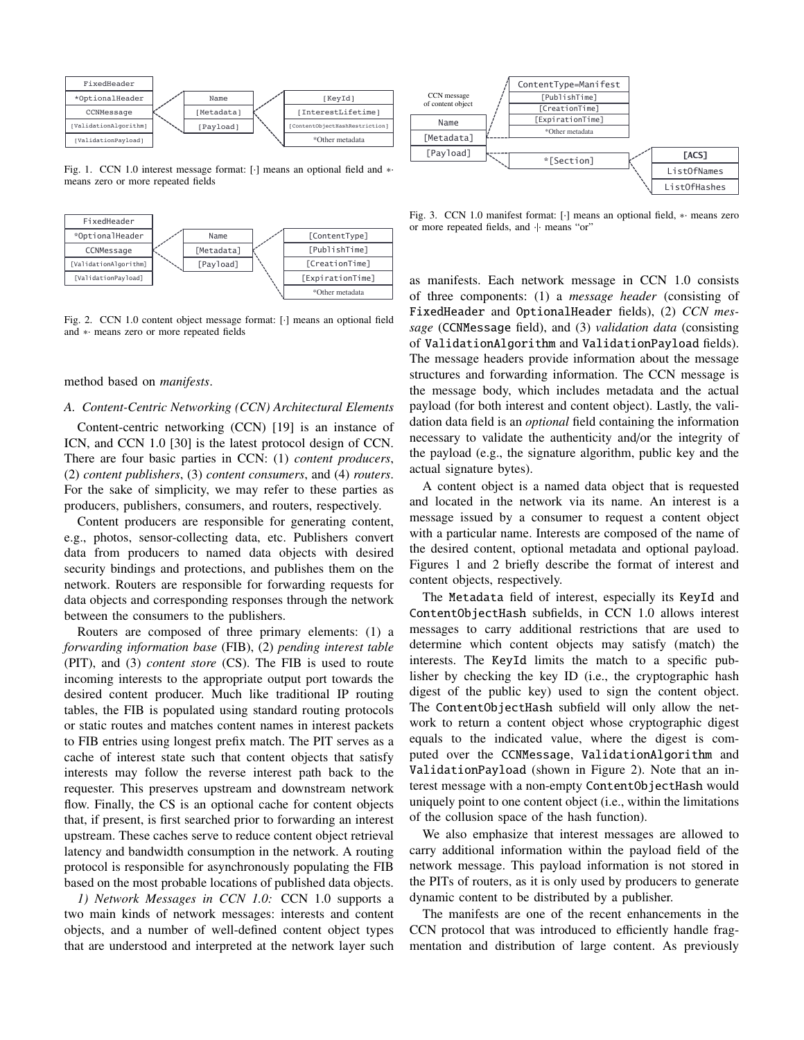Fig. 1. CCN 1.0 interest message format: [·] means an optional field and ∗· means zero or more repeated fields

Fig. 2. CCN 1.0 content object message format: [·] means an optional field and ∗· means zero or more repeated fields

Fig. 3. CCN 1.0 manifest format: [·] means an optional field, ∗· means zero or more repeated fields, and ·|· means "or"

method based on *manifests*.

### A. Content-Centric Networking (CCN) Architectural Elements

Content-centric networking (CCN) [19] is an instance of ICN, and CCN 1.0 [30] is the latest protocol design of CCN. There are four basic parties in CCN: (1) *content producers*, (2) *content publishers*, (3) *content consumers*, and (4) *routers*. For the sake of simplicity, we may refer to these parties as producers, publishers, consumers, and routers, respectively.

Content producers are responsible for generating content, e.g., photos, sensor-collecting data, etc. Publishers convert data from producers to named data objects with desired security bindings and protections, and publishes them on the network. Routers are responsible for forwarding requests for data objects and corresponding responses through the network between the consumers to the publishers.

Routers are composed of three primary elements: (1) a *forwarding information base* (FIB), (2) *pending interest table* (PIT), and (3) *content store* (CS). The FIB is used to route incoming interests to the appropriate output port towards the desired content producer. Much like traditional IP routing tables, the FIB is populated using standard routing protocols or static routes and matches content names in interest packets to FIB entries using longest prefix match. The PIT serves as a cache of interest state such that content objects that satisfy interests may follow the reverse interest path back to the requester. This preserves upstream and downstream network flow. Finally, the CS is an optional cache for content objects that, if present, is first searched prior to forwarding an interest upstream. These caches serve to reduce content object retrieval latency and bandwidth consumption in the network. A routing protocol is responsible for asynchronously populating the FIB based on the most probable locations of published data objects.

*1) Network Messages in CCN 1.0:* CCN 1.0 supports a two main kinds of network messages: interests and content objects, and a number of well-defined content object types that are understood and interpreted at the network layer such as manifests. Each network message in CCN 1.0 consists of three components: (1) a *message header* (consisting of FixedHeader and OptionalHeader fields), (2) *CCN message* (CCNMessage field), and (3) *validation data* (consisting of ValidationAlgorithm and ValidationPayload fields). The message headers provide information about the message structures and forwarding information. The CCN message is the message body, which includes metadata and the actual payload (for both interest and content object). Lastly, the validation data field is an *optional* field containing the information necessary to validate the authenticity and/or the integrity of the payload (e.g., the signature algorithm, public key and the actual signature bytes).

A content object is a named data object that is requested and located in the network via its name. An interest is a message issued by a consumer to request a content object with a particular name. Interests are composed of the name of the desired content, optional metadata and optional payload. Figures 1 and 2 briefly describe the format of interest and content objects, respectively.

The Metadata field of interest, especially its KeyId and ContentObjectHash subfields, in CCN 1.0 allows interest messages to carry additional restrictions that are used to determine which content objects may satisfy (match) the interests. The KeyId limits the match to a specific publisher by checking the key ID (i.e., the cryptographic hash digest of the public key) used to sign the content object. The ContentObjectHash subfield will only allow the network to return a content object whose cryptographic digest equals to the indicated value, where the digest is computed over the CCNMessage, ValidationAlgorithm and ValidationPayload (shown in Figure 2). Note that an interest message with a non-empty ContentObjectHash would uniquely point to one content object (i.e., within the limitations of the collusion space of the hash function).

We also emphasize that interest messages are allowed to carry additional information within the payload field of the network message. This payload information is not stored in the PITs of routers, as it is only used by producers to generate dynamic content to be distributed by a publisher.

The manifests are one of the recent enhancements in the CCN protocol that was introduced to efficiently handle fragmentation and distribution of large content. As previously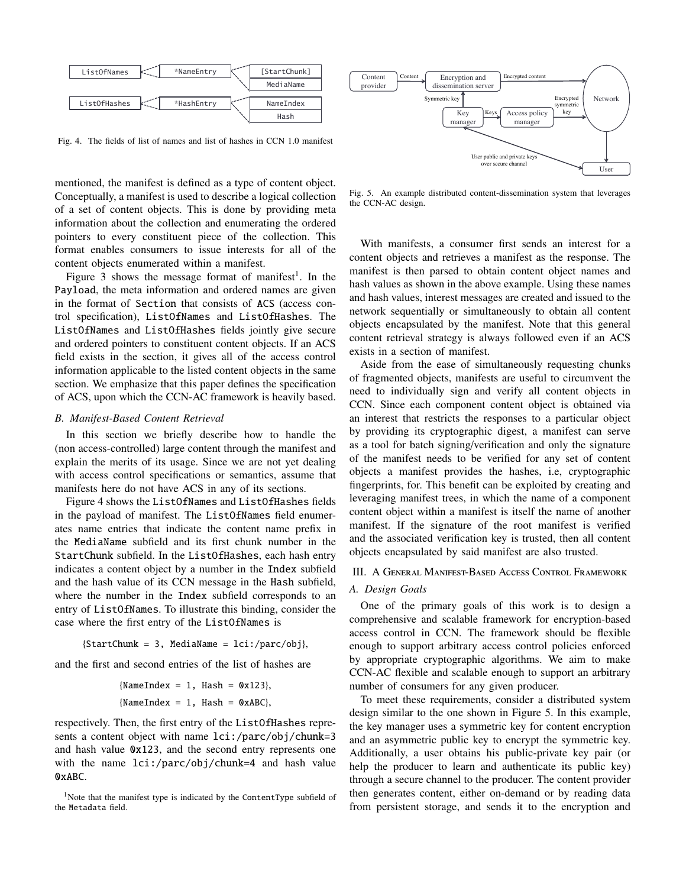Fig. 4. The fields of list of names and list of hashes in CCN 1.0 manifest

mentioned, the manifest is defined as a type of content object. Conceptually, a manifest is used to describe a logical collection of a set of content objects. This is done by providing meta information about the collection and enumerating the ordered pointers to every constituent piece of the collection. This format enables consumers to issue interests for all of the content objects enumerated within a manifest.

Figure 3 shows the message format of manifest[1]. In the Payload, the meta information and ordered names are given in the format of Section that consists of ACS (access control specification), ListOfNames and ListOfHashes. The ListOfNames and ListOfHashes fields jointly give secure and ordered pointers to constituent content objects. If an ACS field exists in the section, it gives all of the access control information applicable to the listed content objects in the same section. We emphasize that this paper defines the specification of ACS, upon which the CCN-AC framework is heavily based.

### B. Manifest-Based Content Retrieval

In this section we briefly describe how to handle the (non access-controlled) large content through the manifest and explain the merits of its usage. Since we are not yet dealing with access control specifications or semantics, assume that manifests here do not have ACS in any of its sections.

Figure 4 shows the ListOfNames and ListOfHashes fields in the payload of manifest. The ListOfNames field enumerates name entries that indicate the content name prefix in the MediaName subfield and its first chunk number in the StartChunk subfield. In the ListOfHashes, each hash entry indicates a content object by a number in the Index subfield and the hash value of its CCN message in the Hash subfield, where the number in the Index subfield corresponds to an entry of ListOfNames. To illustrate this binding, consider the case where the first entry of the ListOfNames is

{StartChunk = 3, MediaName = lci:/parc/obj},

and the first and second entries of the list of hashes are

{NameIndex = 1, Hash = 0x123},

{NameIndex = 1, Hash = 0xABC},

respectively. Then, the first entry of the ListOfHashes represents a content object with name lci:/parc/obj/chunk=3 and hash value 0x123, and the second entry represents one with the name lci:/parc/obj/chunk=4 and hash value 0xABC.

[1]Note that the manifest type is indicated by the ContentType subfield of the Metadata field.

Fig. 5. An example distributed content-dissemination system that leverages the CCN-AC design.

With manifests, a consumer first sends an interest for a content objects and retrieves a manifest as the response. The manifest is then parsed to obtain content object names and hash values as shown in the above example. Using these names and hash values, interest messages are created and issued to the network sequentially or simultaneously to obtain all content objects encapsulated by the manifest. Note that this general content retrieval strategy is always followed even if an ACS exists in a section of manifest.

Aside from the ease of simultaneously requesting chunks of fragmented objects, manifests are useful to circumvent the need to individually sign and verify all content objects in CCN. Since each component content object is obtained via an interest that restricts the responses to a particular object by providing its cryptographic digest, a manifest can serve as a tool for batch signing/verification and only the signature of the manifest needs to be verified for any set of content objects a manifest provides the hashes, i.e, cryptographic fingerprints, for. This benefit can be exploited by creating and leveraging manifest trees, in which the name of a component content object within a manifest is itself the name of another manifest. If the signature of the root manifest is verified and the associated verification key is trusted, then all content objects encapsulated by said manifest are also trusted.

## III. A General Manifest-Based Access Control Framework

### A. Design Goals

One of the primary goals of this work is to design a comprehensive and scalable framework for encryption-based access control in CCN. The framework should be flexible enough to support arbitrary access control policies enforced by appropriate cryptographic algorithms. We aim to make CCN-AC flexible and scalable enough to support an arbitrary number of consumers for any given producer.

To meet these requirements, consider a distributed system design similar to the one shown in Figure 5. In this example, the key manager uses a symmetric key for content encryption and an asymmetric public key to encrypt the symmetric key. Additionally, a user obtains his public-private key pair (or help the producer to learn and authenticate its public key) through a secure channel to the producer. The content provider then generates content, either on-demand or by reading data from persistent storage, and sends it to the encryption and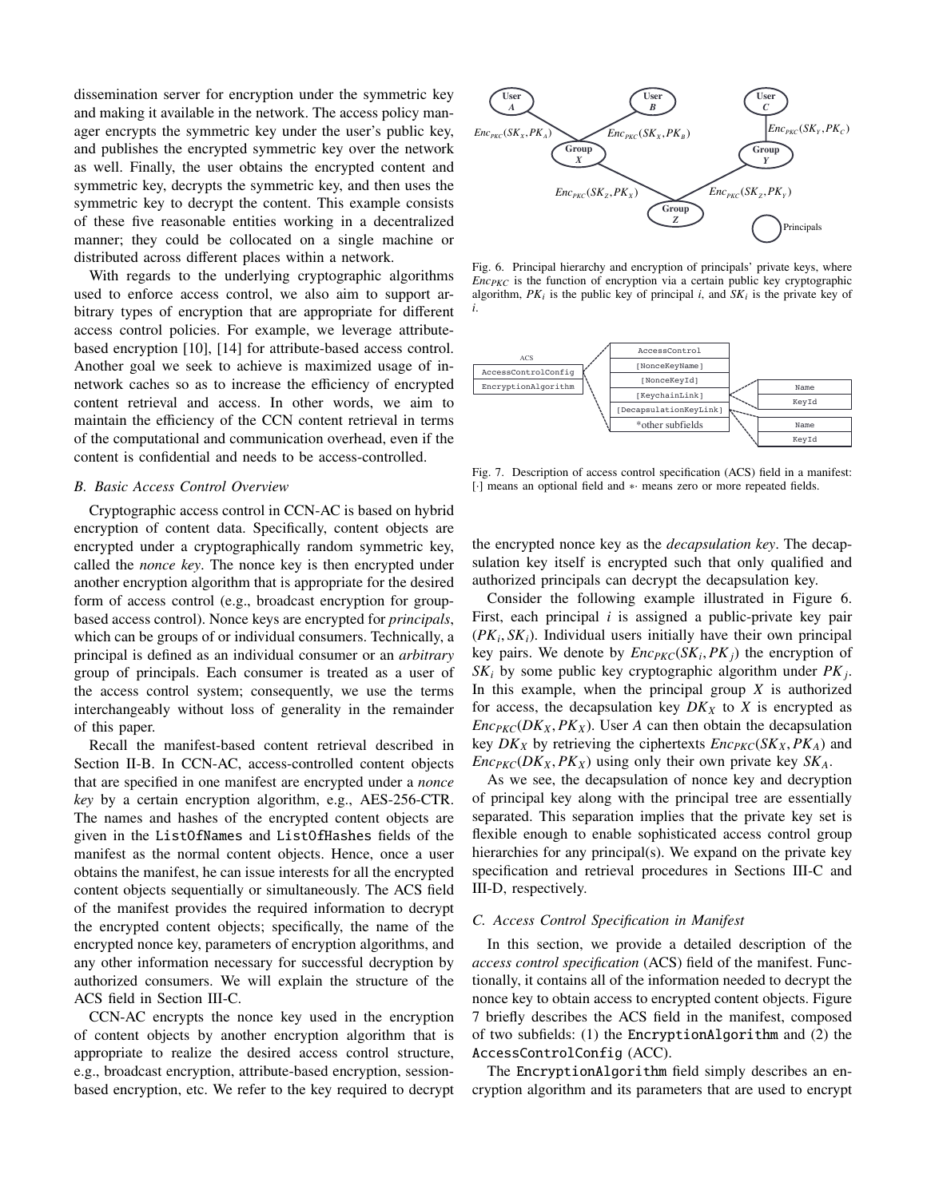dissemination server for encryption under the symmetric key and making it available in the network. The access policy manager encrypts the symmetric key under the user's public key, and publishes the encrypted symmetric key over the network as well. Finally, the user obtains the encrypted content and symmetric key, decrypts the symmetric key, and then uses the symmetric key to decrypt the content. This example consists of these five reasonable entities working in a decentralized manner; they could be collocated on a single machine or distributed across different places within a network.

With regards to the underlying cryptographic algorithms used to enforce access control, we also aim to support arbitrary types of encryption that are appropriate for different access control policies. For example, we leverage attribute-based encryption [10], [14] for attribute-based access control. Another goal we seek to achieve is maximized usage of in-network caches so as to increase the efficiency of encrypted content retrieval and access. In other words, we aim to maintain the efficiency of the CCN content retrieval in terms of the computational and communication overhead, even if the content is confidential and needs to be access-controlled.

### B. Basic Access Control Overview

Cryptographic access control in CCN-AC is based on hybrid encryption of content data. Specifically, content objects are encrypted under a cryptographically random symmetric key, called the *nonce key*. The nonce key is then encrypted under another encryption algorithm that is appropriate for the desired form of access control (e.g., broadcast encryption for group-based access control). Nonce keys are encrypted for *principals*, which can be groups of or individual consumers. Technically, a principal is defined as an individual consumer or an *arbitrary* group of principals. Each consumer is treated as a user of the access control system; consequently, we use the terms interchangeably without loss of generality in the remainder of this paper.

Recall the manifest-based content retrieval described in Section II-B. In CCN-AC, access-controlled content objects that are specified in one manifest are encrypted under a *nonce key* by a certain encryption algorithm, e.g., AES-256-CTR. The names and hashes of the encrypted content objects are given in the ListOfNames and ListOfHashes fields of the manifest as the normal content objects. Hence, once a user obtains the manifest, he can issue interests for all the encrypted content objects sequentially or simultaneously. The ACS field of the manifest provides the required information to decrypt the encrypted content objects; specifically, the name of the encrypted nonce key, parameters of encryption algorithms, and any other information necessary for successful decryption by authorized consumers. We will explain the structure of the ACS field in Section III-C.

CCN-AC encrypts the nonce key used in the encryption of content objects by another encryption algorithm that is appropriate to realize the desired access control structure, e.g., broadcast encryption, attribute-based encryption, session-based encryption, etc. We refer to the key required to decrypt the encrypted nonce key as the *decapsulation key*. The decapsulation key itself is encrypted such that only qualified and authorized principals can decrypt the decapsulation key.

Fig. 6. Principal hierarchy and encryption of principals' private keys, where $Enc_{PKC}$ is the function of encryption via a certain public key cryptographic algorithm, $PK_i$ is the public key of principal $i$, and $SK_i$ is the private key of $i$.

Fig. 7. Description of access control specification (ACS) field in a manifest: [·] means an optional field and ∗· means zero or more repeated fields.

Consider the following example illustrated in Figure 6. First, each principal $i$ is assigned a public-private key pair $(PK_i, SK_i)$. Individual users initially have their own principal key pairs. We denote by $Enc_{PKC}(SK_i, PK_j)$ the encryption of $SK_i$ by some public key cryptographic algorithm under $PK_j$. In this example, when the principal group $X$ is authorized for access, the decapsulation key $DK_X$ to $X$ is encrypted as $Enc_{PKC}(DK_X, PK_X)$. User $A$ can then obtain the decapsulation key $DK_X$ by retrieving the ciphertexts $Enc_{PKC}(SK_X, PK_A)$ and $Enc_{PKC}(DK_X, PK_X)$ using only their own private key $SK_A$.

As we see, the decapsulation of nonce key and decryption of principal key along with the principal tree are essentially separated. This separation implies that the private key set is flexible enough to enable sophisticated access control group hierarchies for any principal(s). We expand on the private key specification and retrieval procedures in Sections III-C and III-D, respectively.

### C. Access Control Specification in Manifest

In this section, we provide a detailed description of the *access control specification* (ACS) field of the manifest. Functionally, it contains all of the information needed to decrypt the nonce key to obtain access to encrypted content objects. Figure 7 briefly describes the ACS field in the manifest, composed of two subfields: (1) the EncryptionAlgorithm and (2) the AccessControlConfig (ACC).

The EncryptionAlgorithm field simply describes an encryption algorithm and its parameters that are used to encrypt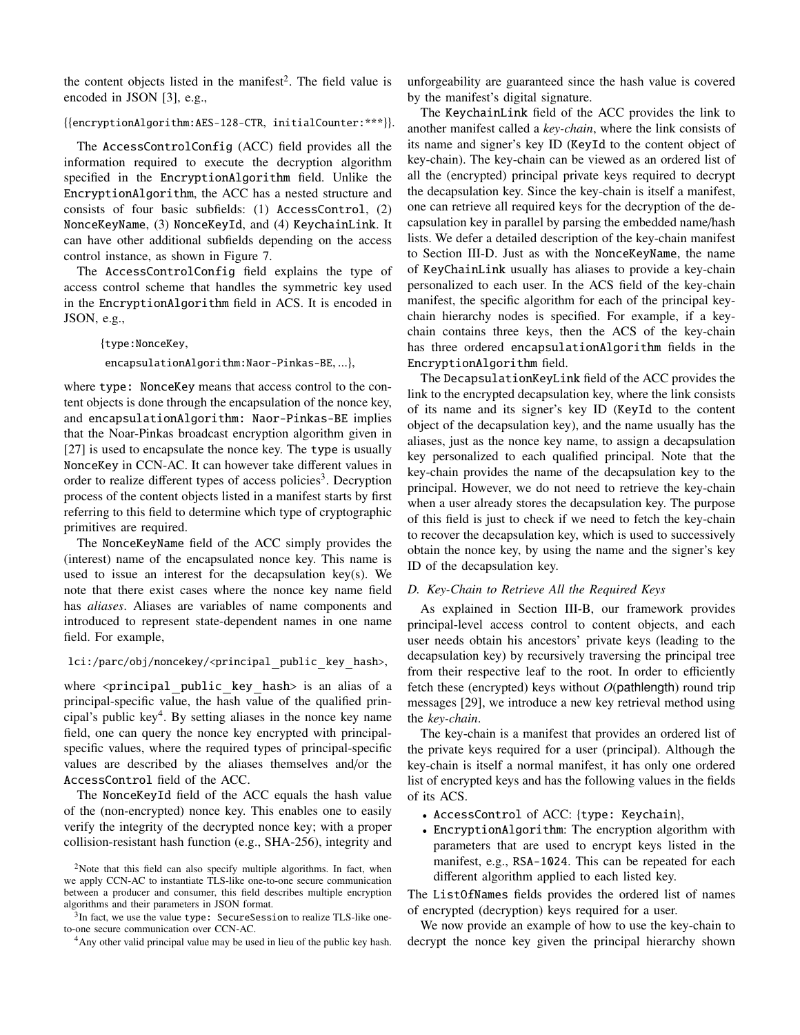the content objects listed in the manifest[2]. The field value is encoded in JSON [3], e.g.,

{{encryptionAlgorithm:AES-128-CTR, initialCounter:***}}.

The AccessControlConfig (ACC) field provides all the information required to execute the decryption algorithm specified in the EncryptionAlgorithm field. Unlike the EncryptionAlgorithm, the ACC has a nested structure and consists of four basic subfields: (1) AccessControl, (2) NonceKeyName, (3) NonceKeyId, and (4) KeychainLink. It can have other additional subfields depending on the access control instance, as shown in Figure 7.

The AccessControlConfig field explains the type of access control scheme that handles the symmetric key used in the EncryptionAlgorithm field in ACS. It is encoded in JSON, e.g.,

{type:NonceKey,
 encapsulationAlgorithm:Naor-Pinkas-BE, ...},

where type: NonceKey means that access control to the content objects is done through the encapsulation of the nonce key, and encapsulationAlgorithm: Naor-Pinkas-BE implies that the Noar-Pinkas broadcast encryption algorithm given in [27] is used to encapsulate the nonce key. The type is usually NonceKey in CCN-AC. It can however take different values in order to realize different types of access policies[3]. Decryption process of the content objects listed in a manifest starts by first referring to this field to determine which type of cryptographic primitives are required.

The NonceKeyName field of the ACC simply provides the (interest) name of the encapsulated nonce key. This name is used to issue an interest for the decapsulation key(s). We note that there exist cases where the nonce key name field has *aliases*. Aliases are variables of name components and introduced to represent state-dependent names in one name field. For example,

lci:/parc/obj/noncekey/<principal_public_key_hash>,

where <principal_public_key_hash> is an alias of a principal-specific value, the hash value of the qualified principal's public key[4]. By setting aliases in the nonce key name field, one can query the nonce key encrypted with principal-specific values, where the required types of principal-specific values are described by the aliases themselves and/or the AccessControl field of the ACC.

The NonceKeyId field of the ACC equals the hash value of the (non-encrypted) nonce key. This enables one to easily verify the integrity of the decrypted nonce key; with a proper collision-resistant hash function (e.g., SHA-256), integrity and unforgeability are guaranteed since the hash value is covered by the manifest's digital signature.

The KeychainLink field of the ACC provides the link to another manifest called a *key-chain*, where the link consists of its name and signer's key ID (KeyId to the content object of key-chain). The key-chain can be viewed as an ordered list of all the (encrypted) principal private keys required to decrypt the decapsulation key. Since the key-chain is itself a manifest, one can retrieve all required keys for the decryption of the decapsulation key in parallel by parsing the embedded name/hash lists. We defer a detailed description of the key-chain manifest to Section III-D. Just as with the NonceKeyName, the name of KeyChainLink usually has aliases to provide a key-chain personalized to each user. In the ACS field of the key-chain manifest, the specific algorithm for each of the principal key-chain hierarchy nodes is specified. For example, if a key-chain contains three keys, then the ACS of the key-chain has three ordered encapsulationAlgorithm fields in the EncryptionAlgorithm field.

The DecapsulationKeyLink field of the ACC provides the link to the encrypted decapsulation key, where the link consists of its name and its signer's key ID (KeyId to the content object of the decapsulation key), and the name usually has the aliases, just as the nonce key name, to assign a decapsulation key personalized to each qualified principal. Note that the key-chain provides the name of the decapsulation key to the principal. However, we do not need to retrieve the key-chain when a user already stores the decapsulation key. The purpose of this field is just to check if we need to fetch the key-chain to recover the decapsulation key, which is used to successively obtain the nonce key, by using the name and the signer's key ID of the decapsulation key.

### D. Key-Chain to Retrieve All the Required Keys

As explained in Section III-B, our framework provides principal-level access control to content objects, and each user needs obtain his ancestors' private keys (leading to the decapsulation key) by recursively traversing the principal tree from their respective leaf to the root. In order to efficiently fetch these (encrypted) keys without $O(\text{pathlength})$ round trip messages [29], we introduce a new key retrieval method using the *key-chain*.

The key-chain is a manifest that provides an ordered list of the private keys required for a user (principal). Although the key-chain is itself a normal manifest, it has only one ordered list of encrypted keys and has the following values in the fields of its ACS.

- AccessControl of ACC: {type: Keychain},
- EncryptionAlgorithm: The encryption algorithm with parameters that are used to encrypt keys listed in the manifest, e.g., RSA-1024. This can be repeated for each different algorithm applied to each listed key.

The ListOfNames fields provides the ordered list of names of encrypted (decryption) keys required for a user.

We now provide an example of how to use the key-chain to decrypt the nonce key given the principal hierarchy shown

[2]Note that this field can also specify multiple algorithms. In fact, when we apply CCN-AC to instantiate TLS-like one-to-one secure communication between a producer and consumer, this field describes multiple encryption algorithms and their parameters in JSON format.

[3]In fact, we use the value type: SecureSession to realize TLS-like one-to-one secure communication over CCN-AC.

[4]Any other valid principal value may be used in lieu of the public key hash.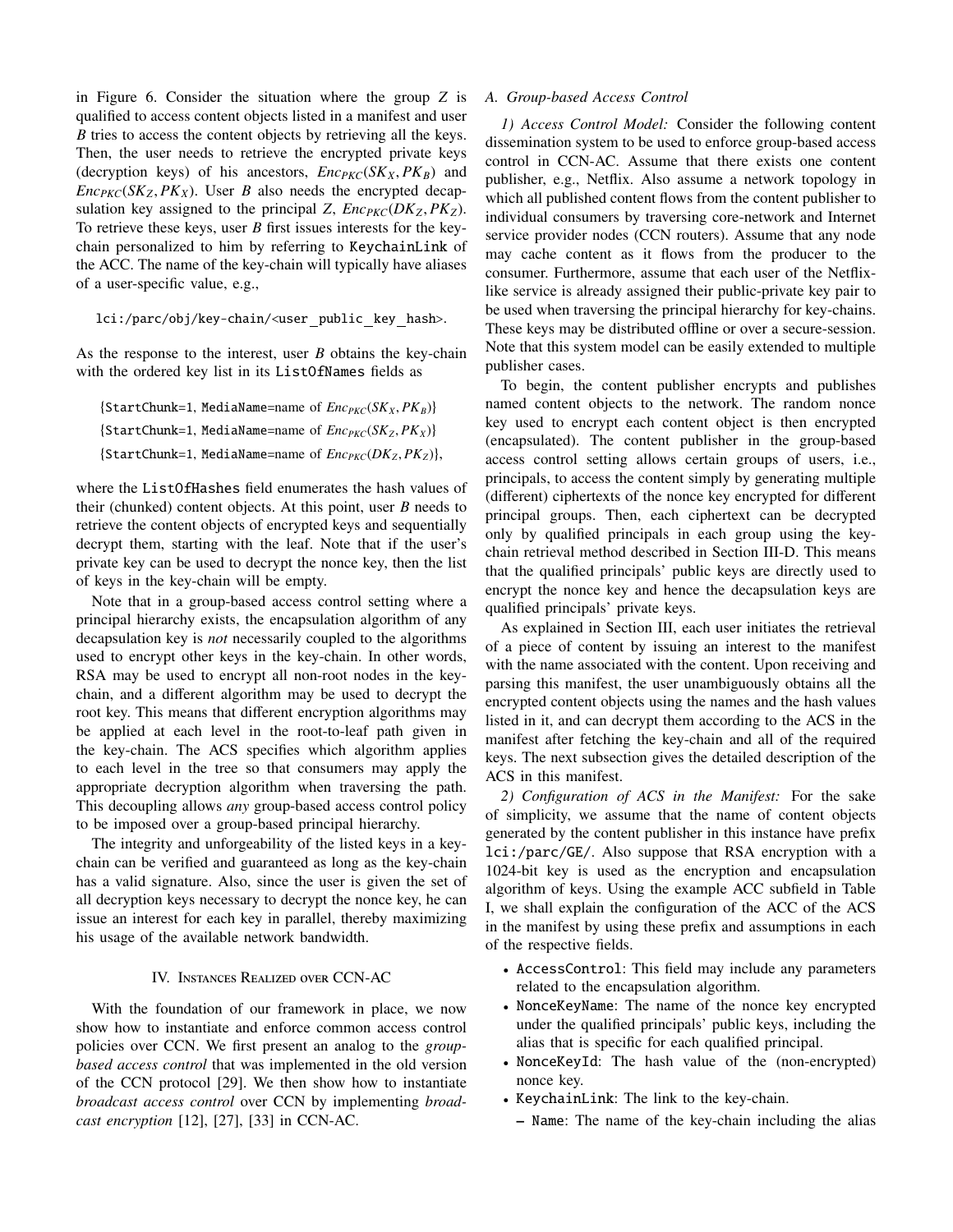in Figure 6. Consider the situation where the group $Z$ is qualified to access content objects listed in a manifest and user $B$ tries to access the content objects by retrieving all the keys. Then, the user needs to retrieve the encrypted private keys (decryption keys) of his ancestors, $Enc_{PKC}(SK_X, PK_B)$ and $Enc_{PKC}(SK_Z, PK_X)$. User $B$ also needs the encrypted decapsulation key assigned to the principal $Z$, $Enc_{PKC}(DK_Z, PK_Z)$. To retrieve these keys, user $B$ first issues interests for the key-chain personalized to him by referring to `KeychainLink` of the ACC. The name of the key-chain will typically have aliases of a user-specific value, e.g.,

`lci:/parc/obj/key-chain/<user_public_key_hash>.`

As the response to the interest, user $B$ obtains the key-chain with the ordered key list in its `ListOfNames` fields as

{`StartChunk`=1, `MediaName`=name of $Enc_{PKC}(SK_X, PK_B)$}

{`StartChunk`=1, `MediaName`=name of $Enc_{PKC}(SK_Z, PK_X)$}

{`StartChunk`=1, `MediaName`=name of $Enc_{PKC}(DK_Z, PK_Z)$},

where the `ListOfHashes` field enumerates the hash values of their (chunked) content objects. At this point, user $B$ needs to retrieve the content objects of encrypted keys and sequentially decrypt them, starting with the leaf. Note that if the user's private key can be used to decrypt the nonce key, then the list of keys in the key-chain will be empty.

Note that in a group-based access control setting where a principal hierarchy exists, the encapsulation algorithm of any decapsulation key is *not* necessarily coupled to the algorithms used to encrypt other keys in the key-chain. In other words, RSA may be used to encrypt all non-root nodes in the key-chain, and a different algorithm may be used to decrypt the root key. This means that different encryption algorithms may be applied at each level in the root-to-leaf path given in the key-chain. The ACS specifies which algorithm applies to each level in the tree so that consumers may apply the appropriate decryption algorithm when traversing the path. This decoupling allows *any* group-based access control policy to be imposed over a group-based principal hierarchy.

The integrity and unforgeability of the listed keys in a key-chain can be verified and guaranteed as long as the key-chain has a valid signature. Also, since the user is given the set of all decryption keys necessary to decrypt the nonce key, he can issue an interest for each key in parallel, thereby maximizing his usage of the available network bandwidth.

## IV. Instances Realized over CCN-AC

With the foundation of our framework in place, we now show how to instantiate and enforce common access control policies over CCN. We first present an analog to the *group-based access control* that was implemented in the old version of the CCN protocol [29]. We then show how to instantiate *broadcast access control* over CCN by implementing *broadcast encryption* [12], [27], [33] in CCN-AC.

### A. Group-based Access Control

*1) Access Control Model:* Consider the following content dissemination system to be used to enforce group-based access control in CCN-AC. Assume that there exists one content publisher, e.g., Netflix. Also assume a network topology in which all published content flows from the content publisher to individual consumers by traversing core-network and Internet service provider nodes (CCN routers). Assume that any node may cache content as it flows from the producer to the consumer. Furthermore, assume that each user of the Netflix-like service is already assigned their public-private key pair to be used when traversing the principal hierarchy for key-chains. These keys may be distributed offline or over a secure-session. Note that this system model can be easily extended to multiple publisher cases.

To begin, the content publisher encrypts and publishes named content objects to the network. The random nonce key used to encrypt each content object is then encrypted (encapsulated). The content publisher in the group-based access control setting allows certain groups of users, i.e., principals, to access the content simply by generating multiple (different) ciphertexts of the nonce key encrypted for different principal groups. Then, each ciphertext can be decrypted only by qualified principals in each group using the key-chain retrieval method described in Section III-D. This means that the qualified principals' public keys are directly used to encrypt the nonce key and hence the decapsulation keys are qualified principals' private keys.

As explained in Section III, each user initiates the retrieval of a piece of content by issuing an interest to the manifest with the name associated with the content. Upon receiving and parsing this manifest, the user unambiguously obtains all the encrypted content objects using the names and the hash values listed in it, and can decrypt them according to the ACS in the manifest after fetching the key-chain and all of the required keys. The next subsection gives the detailed description of the ACS in this manifest.

*2) Configuration of ACS in the Manifest:* For the sake of simplicity, we assume that the name of content objects generated by the content publisher in this instance have prefix `lci:/parc/GE/`. Also suppose that RSA encryption with a 1024-bit key is used as the encryption and encapsulation algorithm of keys. Using the example ACC subfield in Table I, we shall explain the configuration of the ACC of the ACS in the manifest by using these prefix and assumptions in each of the respective fields.

- `AccessControl`: This field may include any parameters related to the encapsulation algorithm.
- `NonceKeyName`: The name of the nonce key encrypted under the qualified principals' public keys, including the alias that is specific for each qualified principal.
- `NonceKeyId`: The hash value of the (non-encrypted) nonce key.
- `KeychainLink`: The link to the key-chain.
  - `Name`: The name of the key-chain including the alias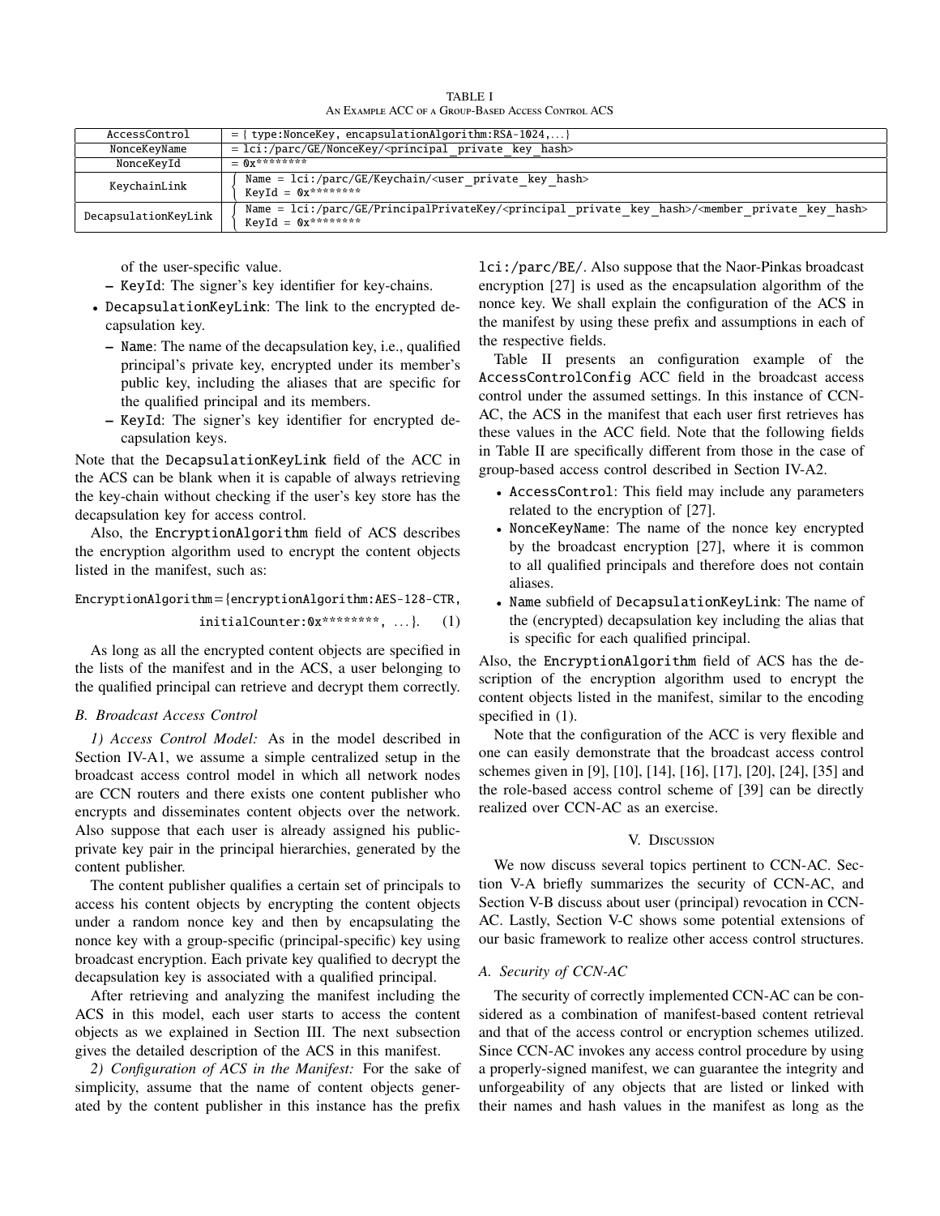TABLE I
An Example ACC of a Group-Based Access Control ACS

| AccessControl | = { type:NonceKey, encapsulationAlgorithm:RSA-1024,...} |
|---|---|
| NonceKeyName | = lci:/parc/GE/NonceKey/<principal_private_key_hash> |
| NonceKeyId | = 0x******** |
| KeychainLink | { Name = lci:/parc/GE/Keychain/<user_private_key_hash> KeyId = 0x******** |
| DecapsulationKeyLink | { Name = lci:/parc/GE/PrincipalPrivateKey/<principal_private_key_hash>/<member_private_key_hash> KeyId = 0x******** |

of the user-specific value.

- KeyId: The signer's key identifier for key-chains.

- DecapsulationKeyLink: The link to the encrypted decapsulation key.
  - Name: The name of the decapsulation key, i.e., qualified principal's private key, encrypted under its member's public key, including the aliases that are specific for the qualified principal and its members.
  - KeyId: The signer's key identifier for encrypted decapsulation keys.

Note that the DecapsulationKeyLink field of the ACC in the ACS can be blank when it is capable of always retrieving the key-chain without checking if the user's key store has the decapsulation key for access control.

Also, the EncryptionAlgorithm field of ACS describes the encryption algorithm used to encrypt the content objects listed in the manifest, such as:

EncryptionAlgorithm = {encryptionAlgorithm:AES-128-CTR, initialCounter:0x********, ...}. (1)

As long as all the encrypted content objects are specified in the lists of the manifest and in the ACS, a user belonging to the qualified principal can retrieve and decrypt them correctly.

### B. Broadcast Access Control

*1) Access Control Model:* As in the model described in Section IV-A1, we assume a simple centralized setup in the broadcast access control model in which all network nodes are CCN routers and there exists one content publisher who encrypts and disseminates content objects over the network. Also suppose that each user is already assigned his public-private key pair in the principal hierarchies, generated by the content publisher.

The content publisher qualifies a certain set of principals to access his content objects by encrypting the content objects under a random nonce key and then by encapsulating the nonce key with a group-specific (principal-specific) key using broadcast encryption. Each private key qualified to decrypt the decapsulation key is associated with a qualified principal.

After retrieving and analyzing the manifest including the ACS in this model, each user starts to access the content objects as we explained in Section III. The next subsection gives the detailed description of the ACS in this manifest.

*2) Configuration of ACS in the Manifest:* For the sake of simplicity, assume that the name of content objects generated by the content publisher in this instance has the prefix lci:/parc/BE/. Also suppose that the Naor-Pinkas broadcast encryption [27] is used as the encapsulation algorithm of the nonce key. We shall explain the configuration of the ACS in the manifest by using these prefix and assumptions in each of the respective fields.

Table II presents an configuration example of the AccessControlConfig ACC field in the broadcast access control under the assumed settings. In this instance of CCN-AC, the ACS in the manifest that each user first retrieves has these values in the ACC field. Note that the following fields in Table II are specifically different from those in the case of group-based access control described in Section IV-A2.

- AccessControl: This field may include any parameters related to the encryption of [27].
- NonceKeyName: The name of the nonce key encrypted by the broadcast encryption [27], where it is common to all qualified principals and therefore does not contain aliases.
- Name subfield of DecapsulationKeyLink: The name of the (encrypted) decapsulation key including the alias that is specific for each qualified principal.

Also, the EncryptionAlgorithm field of ACS has the description of the encryption algorithm used to encrypt the content objects listed in the manifest, similar to the encoding specified in (1).

Note that the configuration of the ACC is very flexible and one can easily demonstrate that the broadcast access control schemes given in [9], [10], [14], [16], [17], [20], [24], [35] and the role-based access control scheme of [39] can be directly realized over CCN-AC as an exercise.

## V. Discussion

We now discuss several topics pertinent to CCN-AC. Section V-A briefly summarizes the security of CCN-AC, and Section V-B discuss about user (principal) revocation in CCN-AC. Lastly, Section V-C shows some potential extensions of our basic framework to realize other access control structures.

### A. Security of CCN-AC

The security of correctly implemented CCN-AC can be considered as a combination of manifest-based content retrieval and that of the access control or encryption schemes utilized. Since CCN-AC invokes any access control procedure by using a properly-signed manifest, we can guarantee the integrity and unforgeability of any objects that are listed or linked with their names and hash values in the manifest as long as the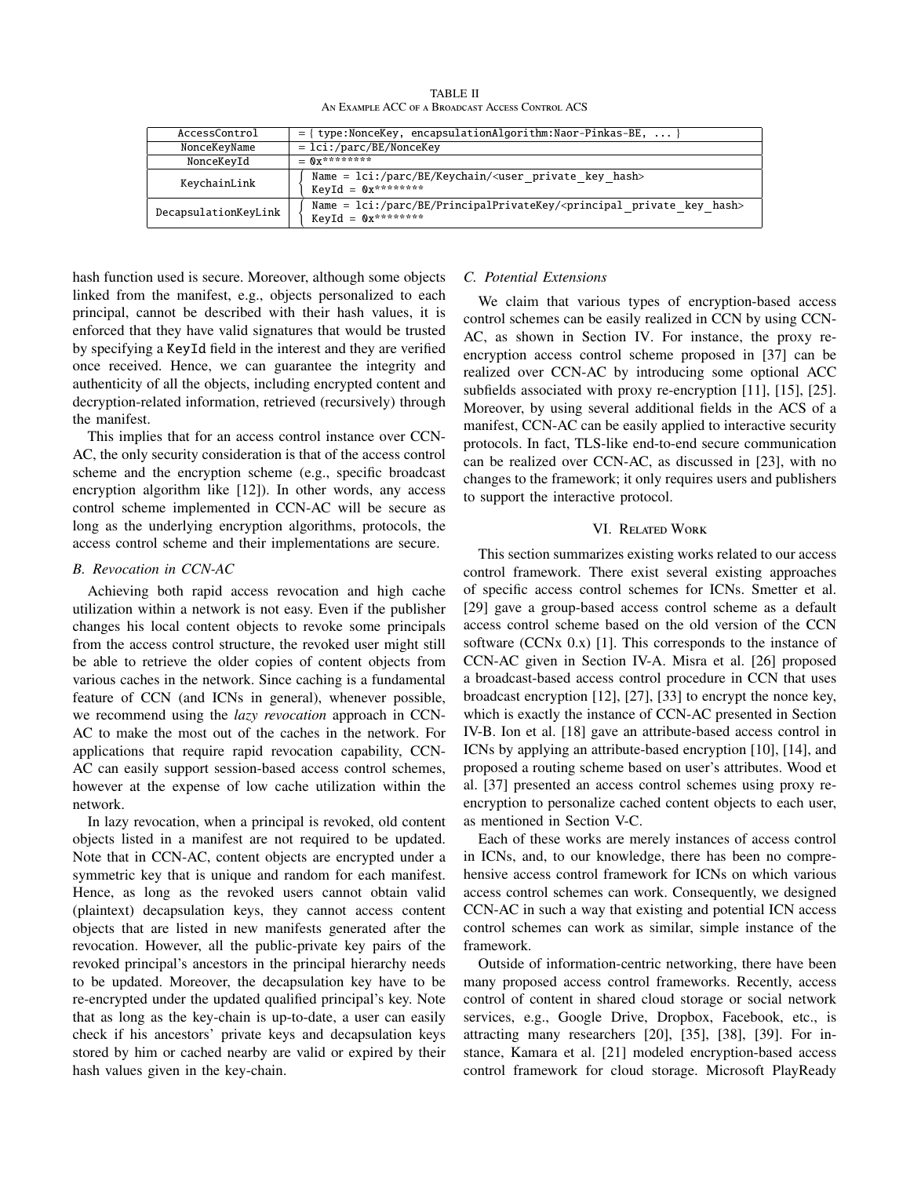TABLE II
An Example ACC of a Broadcast Access Control ACS

| | |
|---|---|
| AccessControl | = { type:NonceKey, encapsulationAlgorithm:Naor-Pinkas-BE, ... } |
| NonceKeyName | = lci:/parc/BE/NonceKey |
| NonceKeyId | = 0x******** |
| KeychainLink | { Name = lci:/parc/BE/Keychain/<user_private_key_hash> KeyId = 0x******** |
| DecapsulationKeyLink | { Name = lci:/parc/BE/PrincipalPrivateKey/<principal_private_key_hash> KeyId = 0x******** |

hash function used is secure. Moreover, although some objects linked from the manifest, e.g., objects personalized to each principal, cannot be described with their hash values, it is enforced that they have valid signatures that would be trusted by specifying a KeyId field in the interest and they are verified once received. Hence, we can guarantee the integrity and authenticity of all the objects, including encrypted content and decryption-related information, retrieved (recursively) through the manifest.

This implies that for an access control instance over CCN-AC, the only security consideration is that of the access control scheme and the encryption scheme (e.g., specific broadcast encryption algorithm like [12]). In other words, any access control scheme implemented in CCN-AC will be secure as long as the underlying encryption algorithms, protocols, the access control scheme and their implementations are secure.

### B. Revocation in CCN-AC

Achieving both rapid access revocation and high cache utilization within a network is not easy. Even if the publisher changes his local content objects to revoke some principals from the access control structure, the revoked user might still be able to retrieve the older copies of content objects from various caches in the network. Since caching is a fundamental feature of CCN (and ICNs in general), whenever possible, we recommend using the *lazy revocation* approach in CCN-AC to make the most out of the caches in the network. For applications that require rapid revocation capability, CCN-AC can easily support session-based access control schemes, however at the expense of low cache utilization within the network.

In lazy revocation, when a principal is revoked, old content objects listed in a manifest are not required to be updated. Note that in CCN-AC, content objects are encrypted under a symmetric key that is unique and random for each manifest. Hence, as long as the revoked users cannot obtain valid (plaintext) decapsulation keys, they cannot access content objects that are listed in new manifests generated after the revocation. However, all the public-private key pairs of the revoked principal's ancestors in the principal hierarchy needs to be updated. Moreover, the decapsulation key have to be re-encrypted under the updated qualified principal's key. Note that as long as the key-chain is up-to-date, a user can easily check if his ancestors' private keys and decapsulation keys stored by him or cached nearby are valid or expired by their hash values given in the key-chain.

### C. Potential Extensions

We claim that various types of encryption-based access control schemes can be easily realized in CCN by using CCN-AC, as shown in Section IV. For instance, the proxy re-encryption access control scheme proposed in [37] can be realized over CCN-AC by introducing some optional ACC subfields associated with proxy re-encryption [11], [15], [25]. Moreover, by using several additional fields in the ACS of a manifest, CCN-AC can be easily applied to interactive security protocols. In fact, TLS-like end-to-end secure communication can be realized over CCN-AC, as discussed in [23], with no changes to the framework; it only requires users and publishers to support the interactive protocol.

## VI. Related Work

This section summarizes existing works related to our access control framework. There exist several existing approaches of specific access control schemes for ICNs. Smetter et al. [29] gave a group-based access control scheme as a default access control scheme based on the old version of the CCN software (CCNx 0.x) [1]. This corresponds to the instance of CCN-AC given in Section IV-A. Misra et al. [26] proposed a broadcast-based access control procedure in CCN that uses broadcast encryption [12], [27], [33] to encrypt the nonce key, which is exactly the instance of CCN-AC presented in Section IV-B. Ion et al. [18] gave an attribute-based access control in ICNs by applying an attribute-based encryption [10], [14], and proposed a routing scheme based on user's attributes. Wood et al. [37] presented an access control schemes using proxy re-encryption to personalize cached content objects to each user, as mentioned in Section V-C.

Each of these works are merely instances of access control in ICNs, and, to our knowledge, there has been no comprehensive access control framework for ICNs on which various access control schemes can work. Consequently, we designed CCN-AC in such a way that existing and potential ICN access control schemes can work as similar, simple instance of the framework.

Outside of information-centric networking, there have been many proposed access control frameworks. Recently, access control of content in shared cloud storage or social network services, e.g., Google Drive, Dropbox, Facebook, etc., is attracting many researchers [20], [35], [38], [39]. For instance, Kamara et al. [21] modeled encryption-based access control framework for cloud storage. Microsoft PlayReady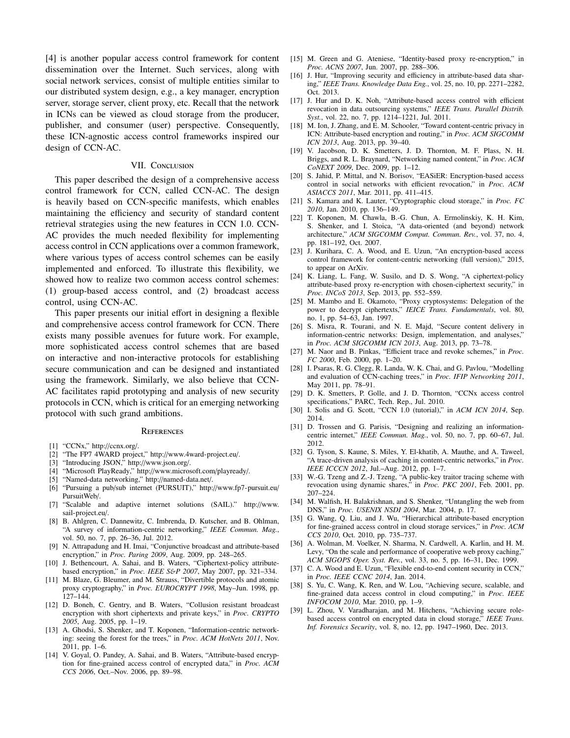[4] is another popular access control framework for content dissemination over the Internet. Such services, along with social network services, consist of multiple entities similar to our distributed system design, e.g., a key manager, encryption server, storage server, client proxy, etc. Recall that the network in ICNs can be viewed as cloud storage from the producer, publisher, and consumer (user) perspective. Consequently, these ICN-agnostic access control frameworks inspired our design of CCN-AC.

## VII. Conclusion

This paper described the design of a comprehensive access control framework for CCN, called CCN-AC. The design is heavily based on CCN-specific manifests, which enables maintaining the efficiency and security of standard content retrieval strategies using the new features in CCN 1.0. CCN-AC provides the much needed flexibility for implementing access control in CCN applications over a common framework, where various types of access control schemes can be easily implemented and enforced. To illustrate this flexibility, we showed how to realize two common access control schemes: (1) group-based access control, and (2) broadcast access control, using CCN-AC.

This paper presents our initial effort in designing a flexible and comprehensive access control framework for CCN. There exists many possible avenues for future work. For example, more sophisticated access control schemes that are based on interactive and non-interactive protocols for establishing secure communication and can be designed and instantiated using the framework. Similarly, we also believe that CCN-AC facilitates rapid prototyping and analysis of new security protocols in CCN, which is critical for an emerging networking protocol with such grand ambitions.

## References

[1] "CCNx," http://ccnx.org/.

[2] "The FP7 4WARD project," http://www.4ward-project.eu/.

[3] "Introducing JSON," http://www.json.org/.

[4] "Microsoft PlayReady," http://www.microsoft.com/playready/.

[5] "Named-data networking," http://named-data.net/.

[6] "Pursuing a pub/sub internet (PURSUIT)," http://www.fp7-pursuit.eu/PursuitWeb/.

[7] "Scalable and adaptive internet solutions (SAIL)." http://www.sail-project.eu/.

[8] B. Ahlgren, C. Dannewitz, C. Imbrenda, D. Kutscher, and B. Ohlman, "A survey of information-centric networking," *IEEE Commun. Mag.*, vol. 50, no. 7, pp. 26–36, Jul. 2012.

[9] N. Attrapadung and H. Imai, "Conjunctive broadcast and attribute-based encryption," in *Proc. Paring 2009*, Aug. 2009, pp. 248–265.

[10] J. Bethencourt, A. Sahai, and B. Waters, "Ciphertext-policy attribute-based encryption," in *Proc. IEEE S&P 2007*, May 2007, pp. 321–334.

[11] M. Blaze, G. Bleumer, and M. Strauss, "Divertible protocols and atomic proxy cryptography," in *Proc. EUROCRYPT 1998*, May–Jun. 1998, pp. 127–144.

[12] D. Boneh, C. Gentry, and B. Waters, "Collusion resistant broadcast encryption with short ciphertexts and private keys," in *Proc. CRYPTO 2005*, Aug. 2005, pp. 1–19.

[13] A. Ghodsi, S. Shenker, and T. Koponen, "Information-centric networking: seeing the forest for the trees," in *Proc. ACM HotNets 2011*, Nov. 2011, pp. 1–6.

[14] V. Goyal, O. Pandey, A. Sahai, and B. Waters, "Attribute-based encryption for fine-grained access control of encrypted data," in *Proc. ACM CCS 2006*, Oct.–Nov. 2006, pp. 89–98.

[15] M. Green and G. Ateniese, "Identity-based proxy re-encryption," in *Proc. ACNS 2007*, Jun. 2007, pp. 288–306.

[16] J. Hur, "Improving security and efficiency in attribute-based data sharing," *IEEE Trans. Knowledge Data Eng.*, vol. 25, no. 10, pp. 2271–2282, Oct. 2013.

[17] J. Hur and D. K. Noh, "Attribute-based access control with efficient revocation in data outsourcing systems," *IEEE Trans. Parallel Distrib. Syst.*, vol. 22, no. 7, pp. 1214–1221, Jul. 2011.

[18] M. Ion, J. Zhang, and E. M. Schooler, "Toward content-centric privacy in ICN: Attribute-based encryption and routing," in *Proc. ACM SIGCOMM ICN 2013*, Aug. 2013, pp. 39–40.

[19] V. Jacobson, D. K. Smetters, J. D. Thornton, M. F. Plass, N. H. Briggs, and R. L. Braynard, "Networking named content," in *Proc. ACM CoNEXT 2009*, Dec. 2009, pp. 1–12.

[20] S. Jahid, P. Mittal, and N. Borisov, "EASiER: Encryption-based access control in social networks with efficient revocation," in *Proc. ACM ASIACCS 2011*, Mar. 2011, pp. 411–415.

[21] S. Kamara and K. Lauter, "Cryptographic cloud storage," in *Proc. FC 2010*, Jan. 2010, pp. 136–149.

[22] T. Koponen, M. Chawla, B.-G. Chun, A. Ermolinskiy, K. H. Kim, S. Shenker, and I. Stoica, "A data-oriented (and beyond) network architecture," *ACM SIGCOMM Comput. Commun. Rev.*, vol. 37, no. 4, pp. 181–192, Oct. 2007.

[23] J. Kurihara, C. A. Wood, and E. Uzun, "An encryption-based access control framework for content-centric networking (full version)," 2015, to appear on ArXiv.

[24] K. Liang, L. Fang, W. Susilo, and D. S. Wong, "A ciphertext-policy attribute-based proxy re-encryption with chosen-ciphertext security," in *Proc. INCoS 2013*, Sep. 2013, pp. 552–559.

[25] M. Mambo and E. Okamoto, "Proxy cryptosystems: Delegation of the power to decrypt ciphertexts," *IEICE Trans. Fundamentals*, vol. 80, no. 1, pp. 54–63, Jan. 1997.

[26] S. Misra, R. Tourani, and N. E. Majd, "Secure content delivery in information-centric networks: Design, implementation, and analyses," in *Proc. ACM SIGCOMM ICN 2013*, Aug. 2013, pp. 73–78.

[27] M. Naor and B. Pinkas, "Efficient trace and revoke schemes," in *Proc. FC 2000*, Feb. 2000, pp. 1–20.

[28] I. Psaras, R. G. Clegg, R. Landa, W. K. Chai, and G. Pavlou, "Modelling and evaluation of CCN-caching trees," in *Proc. IFIP Networking 2011*, May 2011, pp. 78–91.

[29] D. K. Smetters, P. Golle, and J. D. Thornton, "CCNx access control specifications," PARC, Tech. Rep., Jul. 2010.

[30] I. Solis and G. Scott, "CCN 1.0 (tutorial)," in *ACM ICN 2014*, Sep. 2014.

[31] D. Trossen and G. Parisis, "Designing and realizing an information-centric internet," *IEEE Commun. Mag.*, vol. 50, no. 7, pp. 60–67, Jul. 2012.

[32] G. Tyson, S. Kaune, S. Miles, Y. El-khatib, A. Mauthe, and A. Taweel, "A trace-driven analysis of caching in content-centric networks," in *Proc. IEEE ICCCN 2012*, Jul.–Aug. 2012, pp. 1–7.

[33] W.-G. Tzeng and Z.-J. Tzeng, "A public-key traitor tracing scheme with revocation using dynamic shares," in *Proc. PKC 2001*, Feb. 2001, pp. 207–224.

[34] M. Walfish, H. Balakrishnan, and S. Shenker, "Untangling the web from DNS," in *Proc. USENIX NSDI 2004*, Mar. 2004, p. 17.

[35] G. Wang, Q. Liu, and J. Wu, "Hierarchical attribute-based encryption for fine-grained access control in cloud storage services," in *Proc. ACM CCS 2010*, Oct. 2010, pp. 735–737.

[36] A. Wolman, M. Voelker, N. Sharma, N. Cardwell, A. Karlin, and H. M. Levy, "On the scale and performance of cooperative web proxy caching," *ACM SIGOPS Oper. Syst. Rev.*, vol. 33, no. 5, pp. 16–31, Dec. 1999.

[37] C. A. Wood and E. Uzun, "Flexible end-to-end content security in CCN," in *Proc. IEEE CCNC 2014*, Jan. 2014.

[38] S. Yu, C. Wang, K. Ren, and W. Lou, "Achieving secure, scalable, and fine-grained data access control in cloud computing," in *Proc. IEEE INFOCOM 2010*, Mar. 2010, pp. 1–9.

[39] L. Zhou, V. Varadharajan, and M. Hitchens, "Achieving secure role-based access control on encrypted data in cloud storage," *IEEE Trans. Inf. Forensics Security*, vol. 8, no. 12, pp. 1947–1960, Dec. 2013.